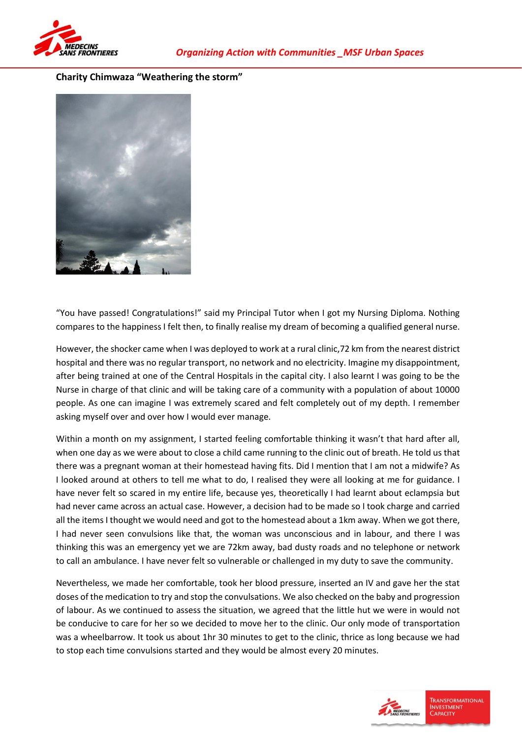**Charity Chimwaza "Weathering the storm"**

"You have passed! Congratulations!" said my Principal Tutor when I got my Nursing Diploma. Nothing compares to the happiness I felt then, to finally realise my dream of becoming a qualified general nurse.

However, the shocker came when I was deployed to work at a rural clinic,72 km from the nearest district hospital and there was no regular transport, no network and no electricity. Imagine my disappointment, after being trained at one of the Central Hospitals in the capital city. I also learnt I was going to be the Nurse in charge of that clinic and will be taking care of a community with a population of about 10000 people. As one can imagine I was extremely scared and felt completely out of my depth. I remember asking myself over and over how I would ever manage.

Within a month on my assignment, I started feeling comfortable thinking it wasn't that hard after all, when one day as we were about to close a child came running to the clinic out of breath. He told us that there was a pregnant woman at their homestead having fits. Did I mention that I am not a midwife? As I looked around at others to tell me what to do, I realised they were all looking at me for guidance. I have never felt so scared in my entire life, because yes, theoretically I had learnt about eclampsia but had never came across an actual case. However, a decision had to be made so I took charge and carried all the items I thought we would need and got to the homestead about a 1km away. When we got there, I had never seen convulsions like that, the woman was unconscious and in labour, and there I was thinking this was an emergency yet we are 72km away, bad dusty roads and no telephone or network to call an ambulance. I have never felt so vulnerable or challenged in my duty to save the community.

Nevertheless, we made her comfortable, took her blood pressure, inserted an IV and gave her the stat doses of the medication to try and stop the convulsations. We also checked on the baby and progression of labour. As we continued to assess the situation, we agreed that the little hut we were in would not be conducive to care for her so we decided to move her to the clinic. Our only mode of transportation was a wheelbarrow. It took us about 1hr 30 minutes to get to the clinic, thrice as long because we had to stop each time convulsions started and they would be almost every 20 minutes.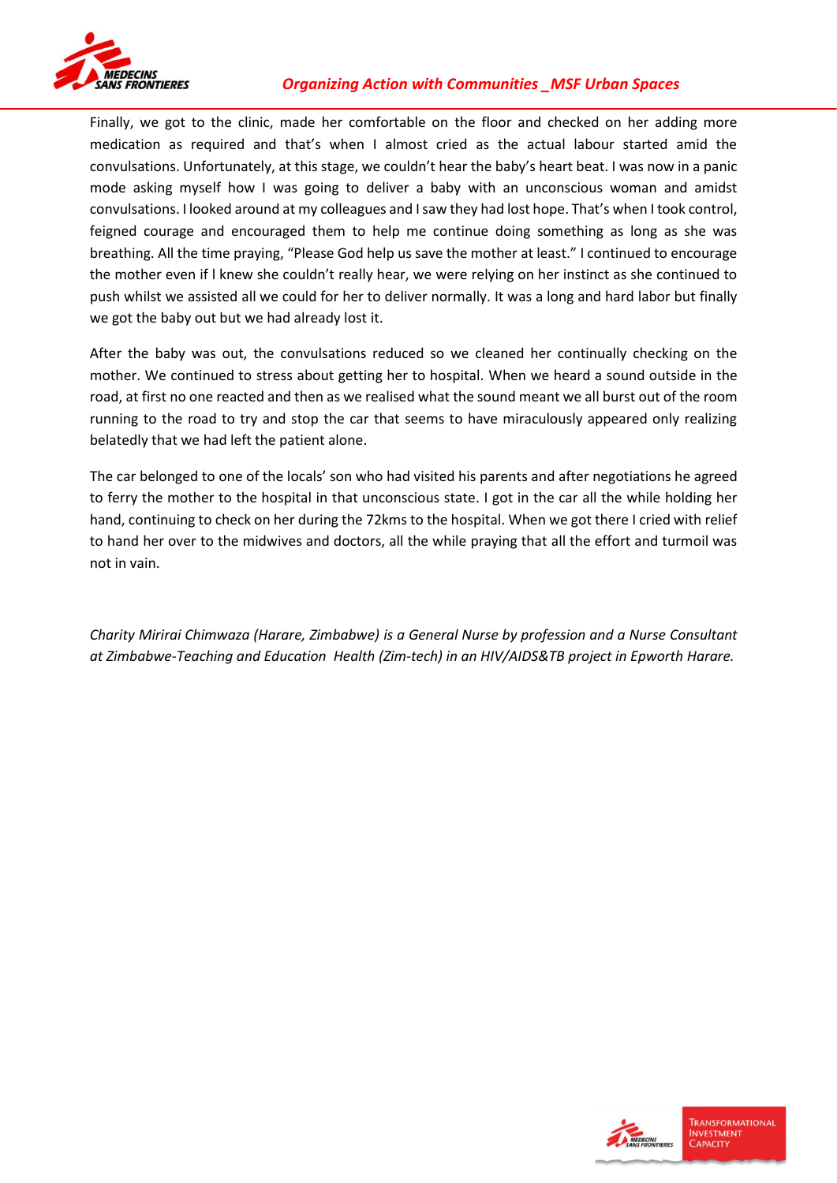Finally, we got to the clinic, made her comfortable on the floor and checked on her adding more medication as required and that's when I almost cried as the actual labour started amid the convulsations. Unfortunately, at this stage, we couldn't hear the baby's heart beat. I was now in a panic mode asking myself how I was going to deliver a baby with an unconscious woman and amidst convulsations. I looked around at my colleagues and I saw they had lost hope. That's when I took control, feigned courage and encouraged them to help me continue doing something as long as she was breathing. All the time praying, "Please God help us save the mother at least." I continued to encourage the mother even if I knew she couldn't really hear, we were relying on her instinct as she continued to push whilst we assisted all we could for her to deliver normally. It was a long and hard labor but finally we got the baby out but we had already lost it.

After the baby was out, the convulsations reduced so we cleaned her continually checking on the mother. We continued to stress about getting her to hospital. When we heard a sound outside in the road, at first no one reacted and then as we realised what the sound meant we all burst out of the room running to the road to try and stop the car that seems to have miraculously appeared only realizing belatedly that we had left the patient alone.

The car belonged to one of the locals' son who had visited his parents and after negotiations he agreed to ferry the mother to the hospital in that unconscious state. I got in the car all the while holding her hand, continuing to check on her during the 72kms to the hospital. When we got there I cried with relief to hand her over to the midwives and doctors, all the while praying that all the effort and turmoil was not in vain.

*Charity Mirirai Chimwaza (Harare, Zimbabwe) is a General Nurse by profession and a Nurse Consultant at Zimbabwe-Teaching and Education Health (Zim-tech) in an HIV/AIDS&TB project in Epworth Harare.*